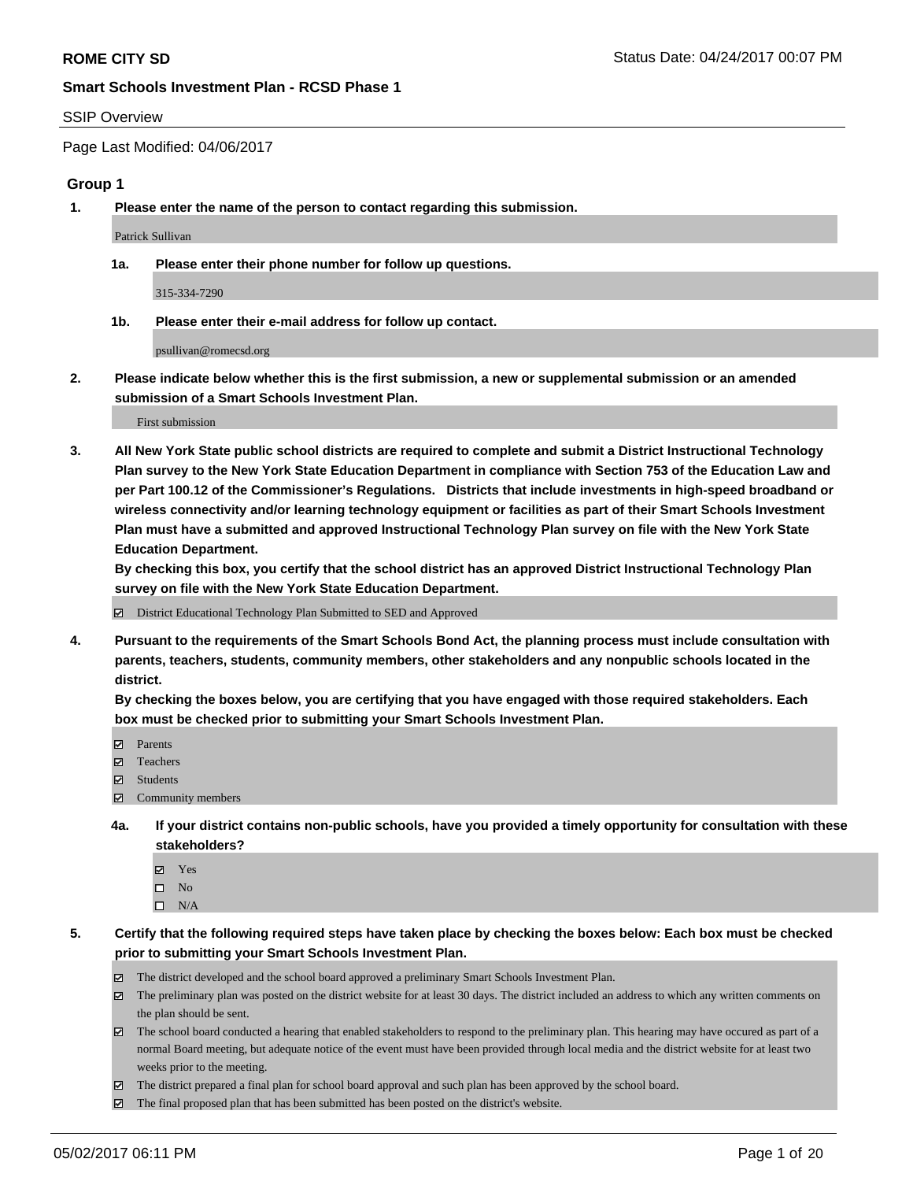**ROME CITY SD**

**Smart Schools Investment Plan - RCSD Phase 1**

SSIP Overview

Page Last Modified: 04/06/2017

## Group 1

**1. Please enter the name of the person to contact regarding this submission.**

Patrick Sullivan

**1a. Please enter their phone number for follow up questions.**

315-334-7290

**1b. Please enter their e-mail address for follow up contact.**

psullivan@romecsd.org

**2. Please indicate below whether this is the first submission, a new or supplemental submission or an amended submission of a Smart Schools Investment Plan.**

First submission

**3. All New York State public school districts are required to complete and submit a District Instructional Technology Plan survey to the New York State Education Department in compliance with Section 753 of the Education Law and per Part 100.12 of the Commissioner's Regulations. Districts that include investments in high-speed broadband or wireless connectivity and/or learning technology equipment or facilities as part of their Smart Schools Investment Plan must have a submitted and approved Instructional Technology Plan survey on file with the New York State Education Department.**
**By checking this box, you certify that the school district has an approved District Instructional Technology Plan survey on file with the New York State Education Department.**

☑ District Educational Technology Plan Submitted to SED and Approved

**4. Pursuant to the requirements of the Smart Schools Bond Act, the planning process must include consultation with parents, teachers, students, community members, other stakeholders and any nonpublic schools located in the district.**
**By checking the boxes below, you are certifying that you have engaged with those required stakeholders. Each box must be checked prior to submitting your Smart Schools Investment Plan.**

☑ Parents
☑ Teachers
☑ Students
☑ Community members

**4a. If your district contains non-public schools, have you provided a timely opportunity for consultation with these stakeholders?**

☑ Yes
☐ No
☐ N/A

**5. Certify that the following required steps have taken place by checking the boxes below: Each box must be checked prior to submitting your Smart Schools Investment Plan.**

☑ The district developed and the school board approved a preliminary Smart Schools Investment Plan.
☑ The preliminary plan was posted on the district website for at least 30 days. The district included an address to which any written comments on the plan should be sent.
☑ The school board conducted a hearing that enabled stakeholders to respond to the preliminary plan. This hearing may have occured as part of a normal Board meeting, but adequate notice of the event must have been provided through local media and the district website for at least two weeks prior to the meeting.
☑ The district prepared a final plan for school board approval and such plan has been approved by the school board.
☑ The final proposed plan that has been submitted has been posted on the district's website.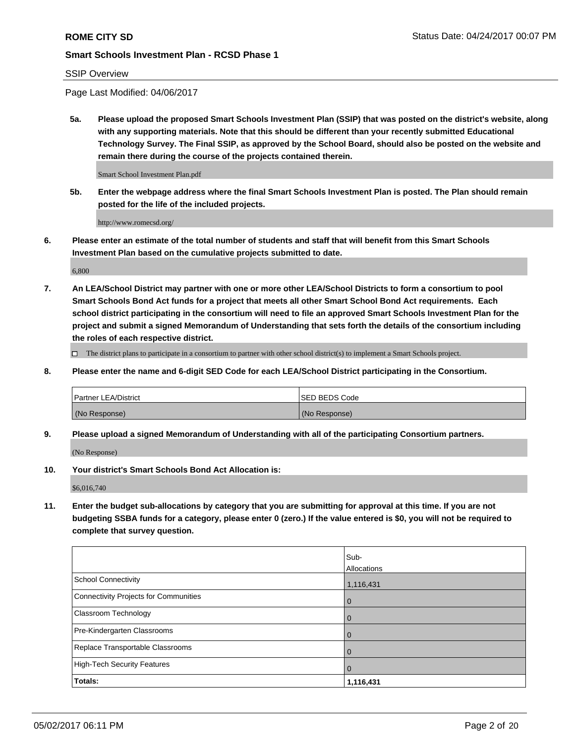SSIP Overview

Page Last Modified: 04/06/2017

**5a. Please upload the proposed Smart Schools Investment Plan (SSIP) that was posted on the district's website, along with any supporting materials. Note that this should be different than your recently submitted Educational Technology Survey. The Final SSIP, as approved by the School Board, should also be posted on the website and remain there during the course of the projects contained therein.**

Smart School Investment Plan.pdf

**5b. Enter the webpage address where the final Smart Schools Investment Plan is posted. The Plan should remain posted for the life of the included projects.**

http://www.romecsd.org/

**6. Please enter an estimate of the total number of students and staff that will benefit from this Smart Schools Investment Plan based on the cumulative projects submitted to date.**

6,800

**7. An LEA/School District may partner with one or more other LEA/School Districts to form a consortium to pool Smart Schools Bond Act funds for a project that meets all other Smart School Bond Act requirements. Each school district participating in the consortium will need to file an approved Smart Schools Investment Plan for the project and submit a signed Memorandum of Understanding that sets forth the details of the consortium including the roles of each respective district.**

☐ The district plans to participate in a consortium to partner with other school district(s) to implement a Smart Schools project.

**8. Please enter the name and 6-digit SED Code for each LEA/School District participating in the Consortium.**

| Partner LEA/District | SED BEDS Code |
|---|---|
| (No Response) | (No Response) |

**9. Please upload a signed Memorandum of Understanding with all of the participating Consortium partners.**

(No Response)

**10. Your district's Smart Schools Bond Act Allocation is:**

$6,016,740

**11. Enter the budget sub-allocations by category that you are submitting for approval at this time. If you are not budgeting SSBA funds for a category, please enter 0 (zero.) If the value entered is $0, you will not be required to complete that survey question.**

| | Sub-Allocations |
|---|---|
| School Connectivity | 1,116,431 |
| Connectivity Projects for Communities | 0 |
| Classroom Technology | 0 |
| Pre-Kindergarten Classrooms | 0 |
| Replace Transportable Classrooms | 0 |
| High-Tech Security Features | 0 |
| **Totals:** | **1,116,431** |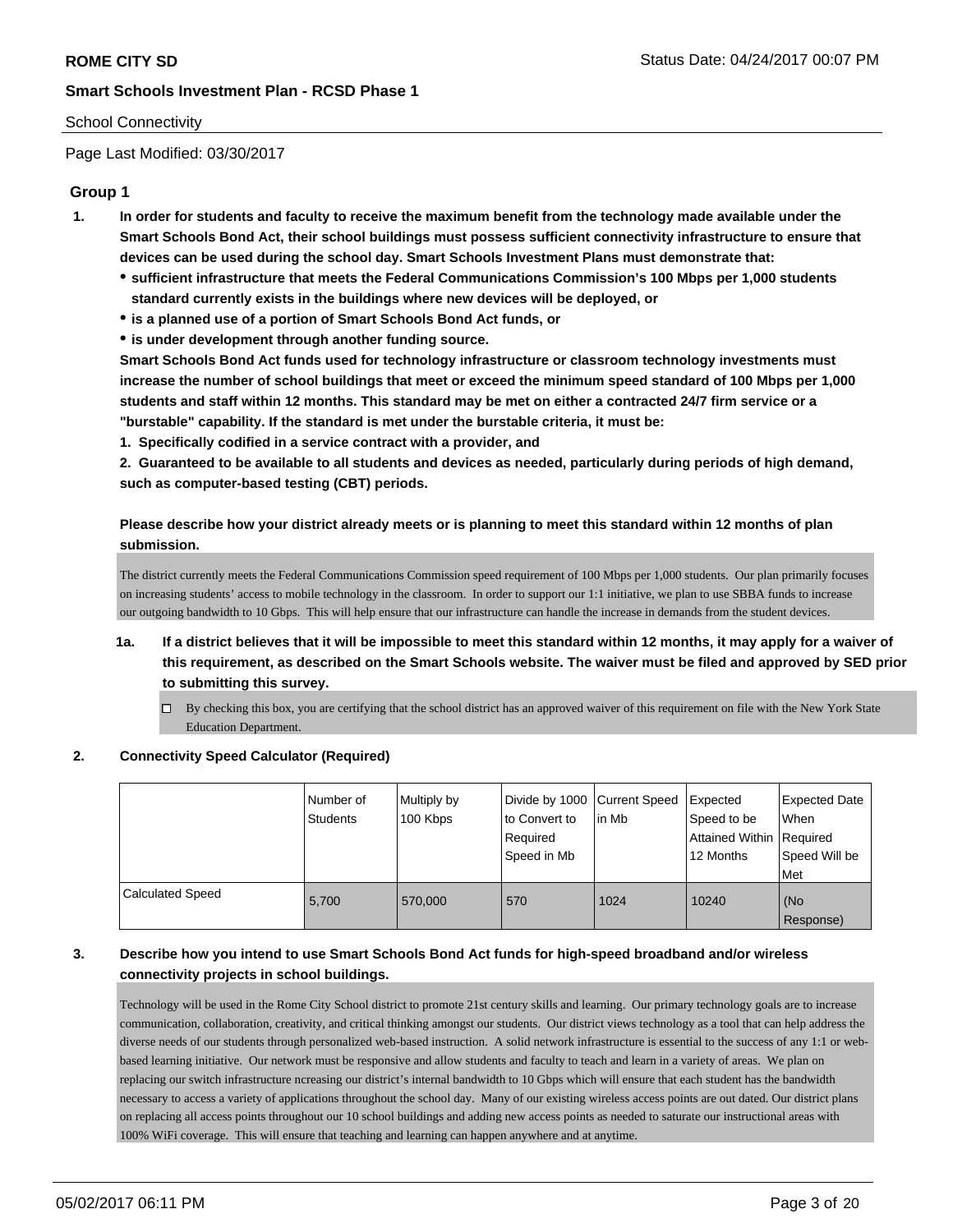School Connectivity

Page Last Modified: 03/30/2017

## Group 1

1. **In order for students and faculty to receive the maximum benefit from the technology made available under the Smart Schools Bond Act, their school buildings must possess sufficient connectivity infrastructure to ensure that devices can be used during the school day. Smart Schools Investment Plans must demonstrate that:**
   - **sufficient infrastructure that meets the Federal Communications Commission's 100 Mbps per 1,000 students standard currently exists in the buildings where new devices will be deployed, or**
   - **is a planned use of a portion of Smart Schools Bond Act funds, or**
   - **is under development through another funding source.**

   **Smart Schools Bond Act funds used for technology infrastructure or classroom technology investments must increase the number of school buildings that meet or exceed the minimum speed standard of 100 Mbps per 1,000 students and staff within 12 months. This standard may be met on either a contracted 24/7 firm service or a "burstable" capability. If the standard is met under the burstable criteria, it must be:**

   **1. Specifically codified in a service contract with a provider, and**

   **2. Guaranteed to be available to all students and devices as needed, particularly during periods of high demand, such as computer-based testing (CBT) periods.**

   **Please describe how your district already meets or is planning to meet this standard within 12 months of plan submission.**

   The district currently meets the Federal Communications Commission speed requirement of 100 Mbps per 1,000 students. Our plan primarily focuses on increasing students' access to mobile technology in the classroom. In order to support our 1:1 initiative, we plan to use SBBA funds to increase our outgoing bandwidth to 10 Gbps. This will help ensure that our infrastructure can handle the increase in demands from the student devices.

   **1a. If a district believes that it will be impossible to meet this standard within 12 months, it may apply for a waiver of this requirement, as described on the Smart Schools website. The waiver must be filed and approved by SED prior to submitting this survey.**

   ☐ By checking this box, you are certifying that the school district has an approved waiver of this requirement on file with the New York State Education Department.

2. **Connectivity Speed Calculator (Required)**

| | Number of Students | Multiply by 100 Kbps | Divide by 1000 to Convert to Required Speed in Mb | Current Speed in Mb | Expected Speed to be Attained Within 12 Months | Expected Date When Required Speed Will be Met |
|---|---|---|---|---|---|---|
| Calculated Speed | 5,700 | 570,000 | 570 | 1024 | 10240 | (No Response) |

3. **Describe how you intend to use Smart Schools Bond Act funds for high-speed broadband and/or wireless connectivity projects in school buildings.**

   Technology will be used in the Rome City School district to promote 21st century skills and learning. Our primary technology goals are to increase communication, collaboration, creativity, and critical thinking amongst our students. Our district views technology as a tool that can help address the diverse needs of our students through personalized web-based instruction. A solid network infrastructure is essential to the success of any 1:1 or web-based learning initiative. Our network must be responsive and allow students and faculty to teach and learn in a variety of areas. We plan on replacing our switch infrastructure ncreasing our district's internal bandwidth to 10 Gbps which will ensure that each student has the bandwidth necessary to access a variety of applications throughout the school day. Many of our existing wireless access points are out dated. Our district plans on replacing all access points throughout our 10 school buildings and adding new access points as needed to saturate our instructional areas with 100% WiFi coverage. This will ensure that teaching and learning can happen anywhere and at anytime.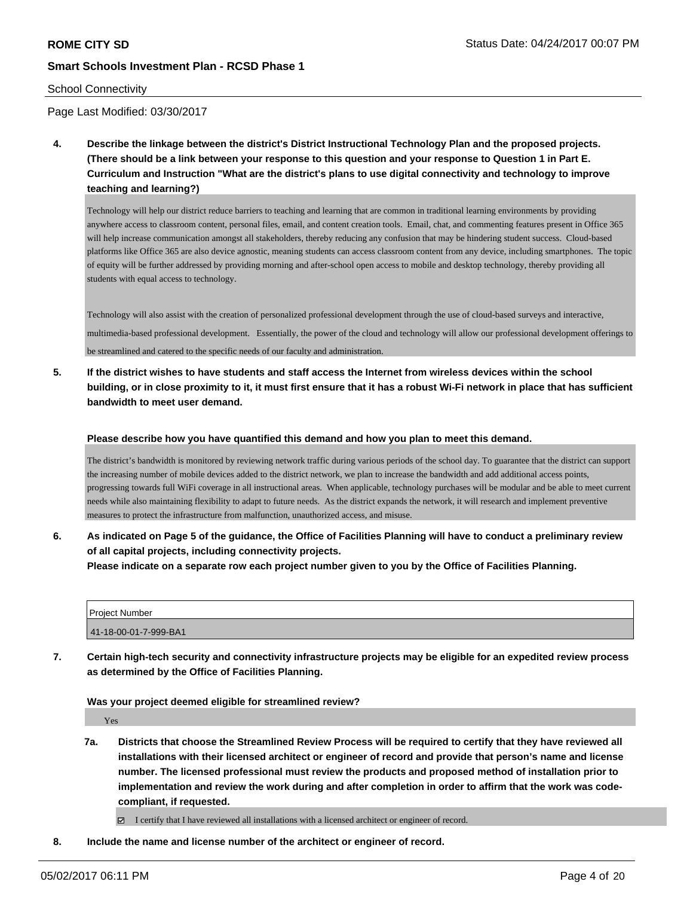School Connectivity

Page Last Modified: 03/30/2017

**4. Describe the linkage between the district's District Instructional Technology Plan and the proposed projects. (There should be a link between your response to this question and your response to Question 1 in Part E. Curriculum and Instruction "What are the district's plans to use digital connectivity and technology to improve teaching and learning?)**

Technology will help our district reduce barriers to teaching and learning that are common in traditional learning environments by providing anywhere access to classroom content, personal files, email, and content creation tools. Email, chat, and commenting features present in Office 365 will help increase communication amongst all stakeholders, thereby reducing any confusion that may be hindering student success. Cloud-based platforms like Office 365 are also device agnostic, meaning students can access classroom content from any device, including smartphones. The topic of equity will be further addressed by providing morning and after-school open access to mobile and desktop technology, thereby providing all students with equal access to technology.

Technology will also assist with the creation of personalized professional development through the use of cloud-based surveys and interactive, multimedia-based professional development. Essentially, the power of the cloud and technology will allow our professional development offerings to be streamlined and catered to the specific needs of our faculty and administration.

**5. If the district wishes to have students and staff access the Internet from wireless devices within the school building, or in close proximity to it, it must first ensure that it has a robust Wi-Fi network in place that has sufficient bandwidth to meet user demand.**

**Please describe how you have quantified this demand and how you plan to meet this demand.**

The district's bandwidth is monitored by reviewing network traffic during various periods of the school day. To guarantee that the district can support the increasing number of mobile devices added to the district network, we plan to increase the bandwidth and add additional access points, progressing towards full WiFi coverage in all instructional areas. When applicable, technology purchases will be modular and be able to meet current needs while also maintaining flexibility to adapt to future needs. As the district expands the network, it will research and implement preventive measures to protect the infrastructure from malfunction, unauthorized access, and misuse.

**6. As indicated on Page 5 of the guidance, the Office of Facilities Planning will have to conduct a preliminary review of all capital projects, including connectivity projects. Please indicate on a separate row each project number given to you by the Office of Facilities Planning.**

| Project Number |
| --- |
| 41-18-00-01-7-999-BA1 |

**7. Certain high-tech security and connectivity infrastructure projects may be eligible for an expedited review process as determined by the Office of Facilities Planning.**

**Was your project deemed eligible for streamlined review?**

Yes

**7a. Districts that choose the Streamlined Review Process will be required to certify that they have reviewed all installations with their licensed architect or engineer of record and provide that person's name and license number. The licensed professional must review the products and proposed method of installation prior to implementation and review the work during and after completion in order to affirm that the work was code-compliant, if requested.**

☑ I certify that I have reviewed all installations with a licensed architect or engineer of record.

**8. Include the name and license number of the architect or engineer of record.**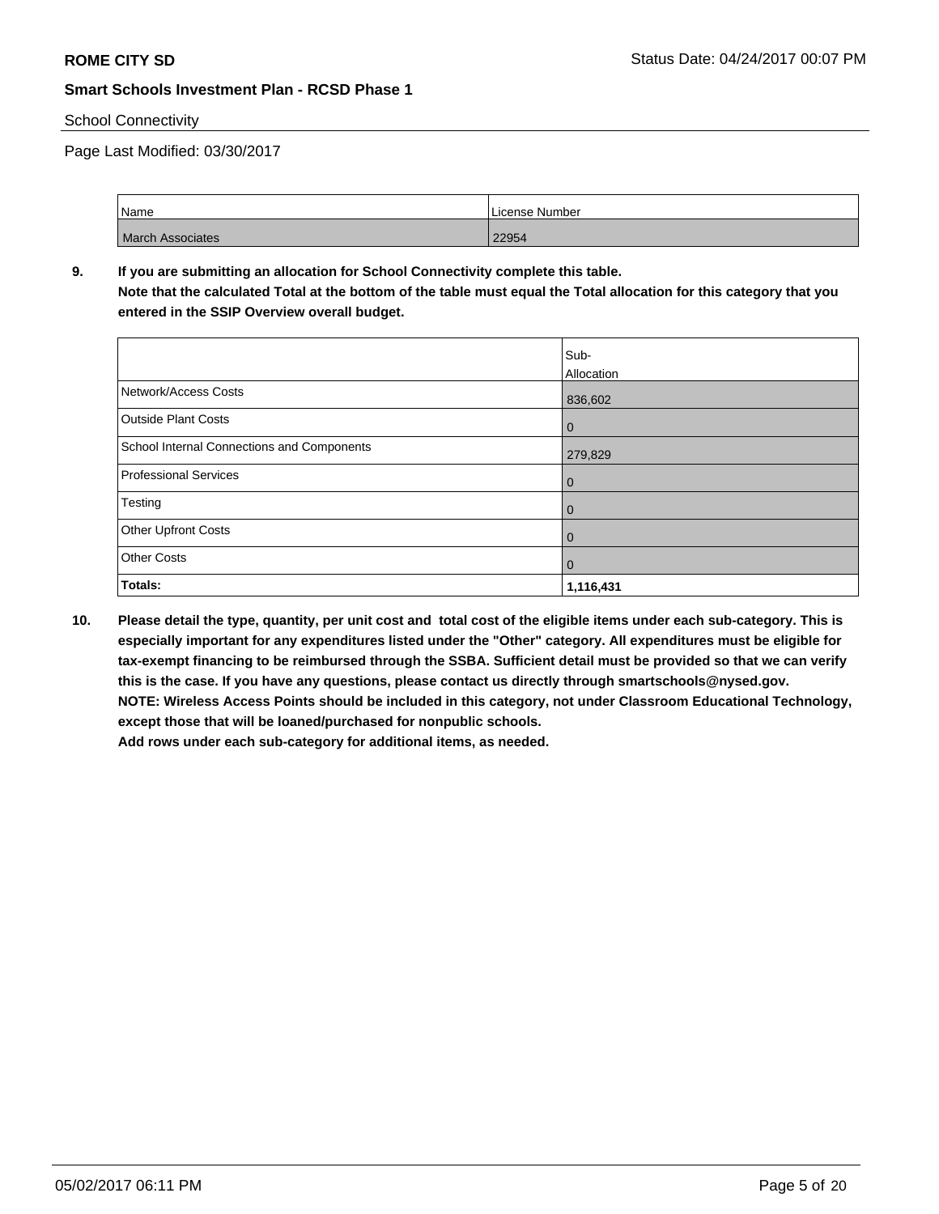School Connectivity

Page Last Modified: 03/30/2017

| Name | License Number |
|---|---|
| March Associates | 22954 |

**9. If you are submitting an allocation for School Connectivity complete this table.**
**Note that the calculated Total at the bottom of the table must equal the Total allocation for this category that you entered in the SSIP Overview overall budget.**

| | Sub-Allocation |
|---|---|
| Network/Access Costs | 836,602 |
| Outside Plant Costs | 0 |
| School Internal Connections and Components | 279,829 |
| Professional Services | 0 |
| Testing | 0 |
| Other Upfront Costs | 0 |
| Other Costs | 0 |
| **Totals:** | **1,116,431** |

**10. Please detail the type, quantity, per unit cost and total cost of the eligible items under each sub-category. This is especially important for any expenditures listed under the "Other" category. All expenditures must be eligible for tax-exempt financing to be reimbursed through the SSBA. Sufficient detail must be provided so that we can verify this is the case. If you have any questions, please contact us directly through smartschools@nysed.gov.**
**NOTE: Wireless Access Points should be included in this category, not under Classroom Educational Technology, except those that will be loaned/purchased for nonpublic schools.**
**Add rows under each sub-category for additional items, as needed.**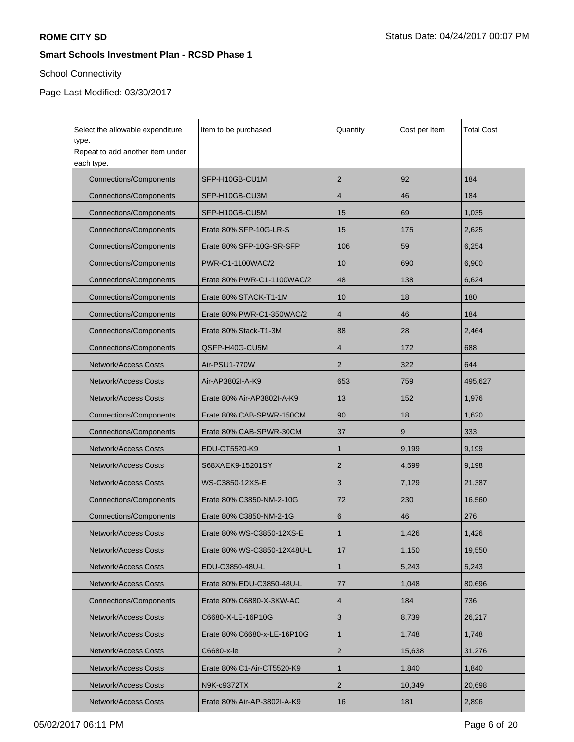**ROME CITY SD**

Status Date: 04/24/2017 00:07 PM

**Smart Schools Investment Plan - RCSD Phase 1**

School Connectivity

Page Last Modified: 03/30/2017

| Select the allowable expenditure type. Repeat to add another item under each type. | Item to be purchased | Quantity | Cost per Item | Total Cost |
|---|---|---|---|---|
| Connections/Components | SFP-H10GB-CU1M | 2 | 92 | 184 |
| Connections/Components | SFP-H10GB-CU3M | 4 | 46 | 184 |
| Connections/Components | SFP-H10GB-CU5M | 15 | 69 | 1,035 |
| Connections/Components | Erate 80% SFP-10G-LR-S | 15 | 175 | 2,625 |
| Connections/Components | Erate 80% SFP-10G-SR-SFP | 106 | 59 | 6,254 |
| Connections/Components | PWR-C1-1100WAC/2 | 10 | 690 | 6,900 |
| Connections/Components | Erate 80% PWR-C1-1100WAC/2 | 48 | 138 | 6,624 |
| Connections/Components | Erate 80% STACK-T1-1M | 10 | 18 | 180 |
| Connections/Components | Erate 80% PWR-C1-350WAC/2 | 4 | 46 | 184 |
| Connections/Components | Erate 80% Stack-T1-3M | 88 | 28 | 2,464 |
| Connections/Components | QSFP-H40G-CU5M | 4 | 172 | 688 |
| Network/Access Costs | Air-PSU1-770W | 2 | 322 | 644 |
| Network/Access Costs | Air-AP3802I-A-K9 | 653 | 759 | 495,627 |
| Network/Access Costs | Erate 80% Air-AP3802I-A-K9 | 13 | 152 | 1,976 |
| Connections/Components | Erate 80% CAB-SPWR-150CM | 90 | 18 | 1,620 |
| Connections/Components | Erate 80% CAB-SPWR-30CM | 37 | 9 | 333 |
| Network/Access Costs | EDU-CT5520-K9 | 1 | 9,199 | 9,199 |
| Network/Access Costs | S68XAEK9-15201SY | 2 | 4,599 | 9,198 |
| Network/Access Costs | WS-C3850-12XS-E | 3 | 7,129 | 21,387 |
| Connections/Components | Erate 80% C3850-NM-2-10G | 72 | 230 | 16,560 |
| Connections/Components | Erate 80% C3850-NM-2-1G | 6 | 46 | 276 |
| Network/Access Costs | Erate 80% WS-C3850-12XS-E | 1 | 1,426 | 1,426 |
| Network/Access Costs | Erate 80% WS-C3850-12X48U-L | 17 | 1,150 | 19,550 |
| Network/Access Costs | EDU-C3850-48U-L | 1 | 5,243 | 5,243 |
| Network/Access Costs | Erate 80% EDU-C3850-48U-L | 77 | 1,048 | 80,696 |
| Connections/Components | Erate 80% C6880-X-3KW-AC | 4 | 184 | 736 |
| Network/Access Costs | C6680-X-LE-16P10G | 3 | 8,739 | 26,217 |
| Network/Access Costs | Erate 80% C6680-x-LE-16P10G | 1 | 1,748 | 1,748 |
| Network/Access Costs | C6680-x-le | 2 | 15,638 | 31,276 |
| Network/Access Costs | Erate 80% C1-Air-CT5520-K9 | 1 | 1,840 | 1,840 |
| Network/Access Costs | N9K-c9372TX | 2 | 10,349 | 20,698 |
| Network/Access Costs | Erate 80% Air-AP-3802I-A-K9 | 16 | 181 | 2,896 |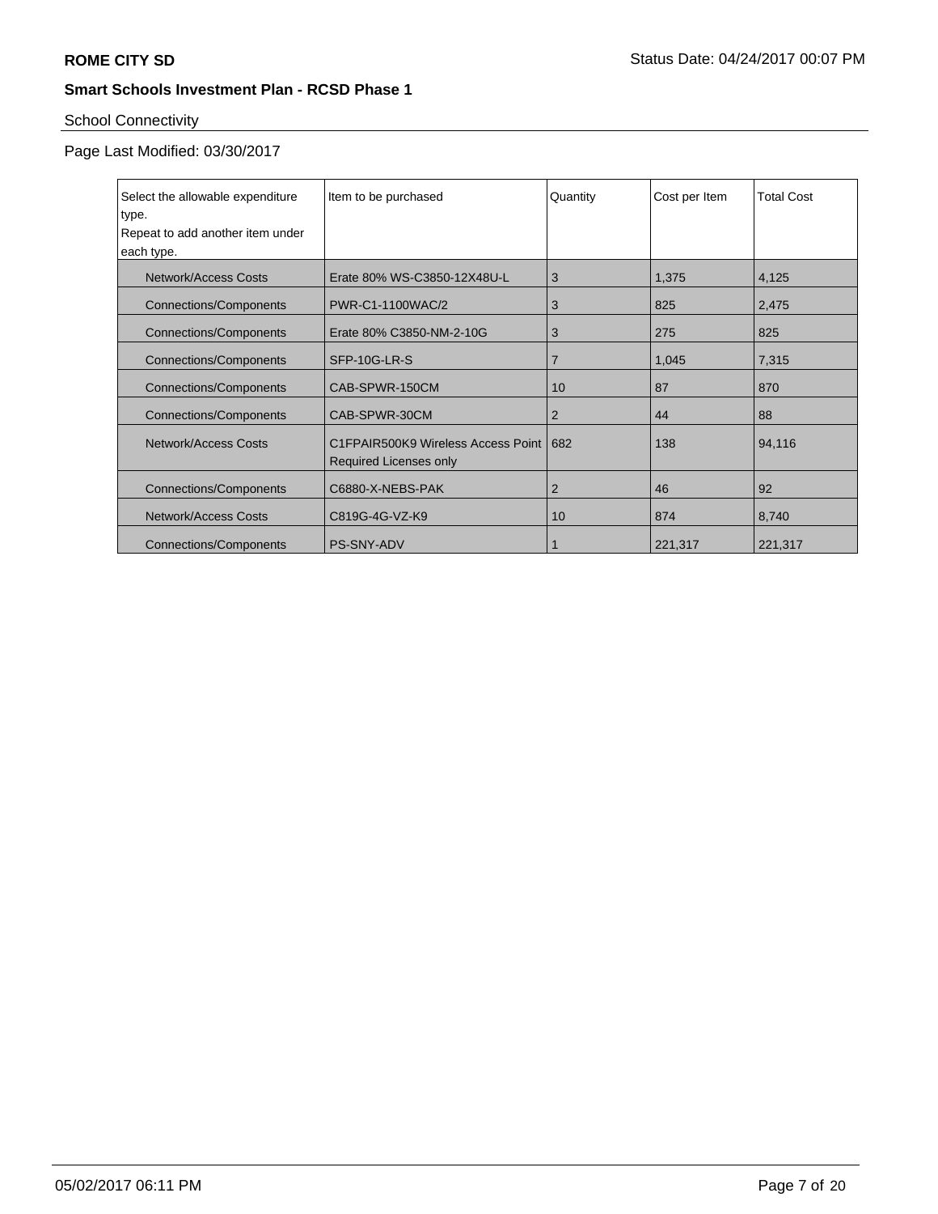**ROME CITY SD** Status Date: 04/24/2017 00:07 PM

**Smart Schools Investment Plan - RCSD Phase 1**

School Connectivity

Page Last Modified: 03/30/2017

| Select the allowable expenditure type. Repeat to add another item under each type. | Item to be purchased | Quantity | Cost per Item | Total Cost |
|---|---|---|---|---|
| Network/Access Costs | Erate 80% WS-C3850-12X48U-L | 3 | 1,375 | 4,125 |
| Connections/Components | PWR-C1-1100WAC/2 | 3 | 825 | 2,475 |
| Connections/Components | Erate 80% C3850-NM-2-10G | 3 | 275 | 825 |
| Connections/Components | SFP-10G-LR-S | 7 | 1,045 | 7,315 |
| Connections/Components | CAB-SPWR-150CM | 10 | 87 | 870 |
| Connections/Components | CAB-SPWR-30CM | 2 | 44 | 88 |
| Network/Access Costs | C1FPAIR500K9 Wireless Access Point Required Licenses only | 682 | 138 | 94,116 |
| Connections/Components | C6880-X-NEBS-PAK | 2 | 46 | 92 |
| Network/Access Costs | C819G-4G-VZ-K9 | 10 | 874 | 8,740 |
| Connections/Components | PS-SNY-ADV | 1 | 221,317 | 221,317 |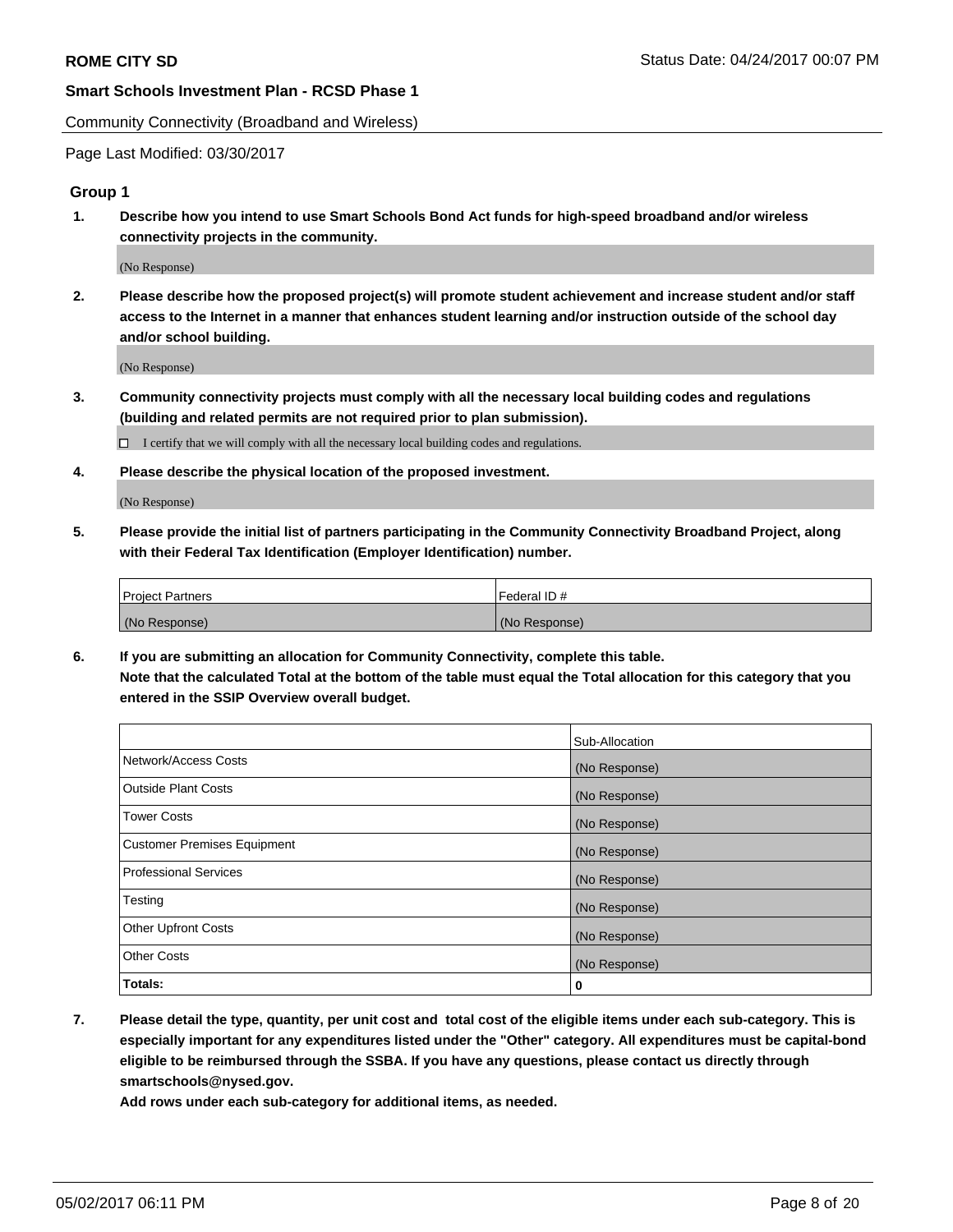**ROME CITY SD** Status Date: 04/24/2017 00:07 PM

**Smart Schools Investment Plan - RCSD Phase 1**

Community Connectivity (Broadband and Wireless)

Page Last Modified: 03/30/2017

### Group 1

**1. Describe how you intend to use Smart Schools Bond Act funds for high-speed broadband and/or wireless connectivity projects in the community.**

(No Response)

**2. Please describe how the proposed project(s) will promote student achievement and increase student and/or staff access to the Internet in a manner that enhances student learning and/or instruction outside of the school day and/or school building.**

(No Response)

**3. Community connectivity projects must comply with all the necessary local building codes and regulations (building and related permits are not required prior to plan submission).**

☐ I certify that we will comply with all the necessary local building codes and regulations.

**4. Please describe the physical location of the proposed investment.**

(No Response)

**5. Please provide the initial list of partners participating in the Community Connectivity Broadband Project, along with their Federal Tax Identification (Employer Identification) number.**

| Project Partners | Federal ID # |
|---|---|
| (No Response) | (No Response) |

**6. If you are submitting an allocation for Community Connectivity, complete this table.**
**Note that the calculated Total at the bottom of the table must equal the Total allocation for this category that you entered in the SSIP Overview overall budget.**

| | Sub-Allocation |
|---|---|
| Network/Access Costs | (No Response) |
| Outside Plant Costs | (No Response) |
| Tower Costs | (No Response) |
| Customer Premises Equipment | (No Response) |
| Professional Services | (No Response) |
| Testing | (No Response) |
| Other Upfront Costs | (No Response) |
| Other Costs | (No Response) |
| **Totals:** | **0** |

**7. Please detail the type, quantity, per unit cost and total cost of the eligible items under each sub-category. This is especially important for any expenditures listed under the "Other" category. All expenditures must be capital-bond eligible to be reimbursed through the SSBA. If you have any questions, please contact us directly through smartschools@nysed.gov.**
**Add rows under each sub-category for additional items, as needed.**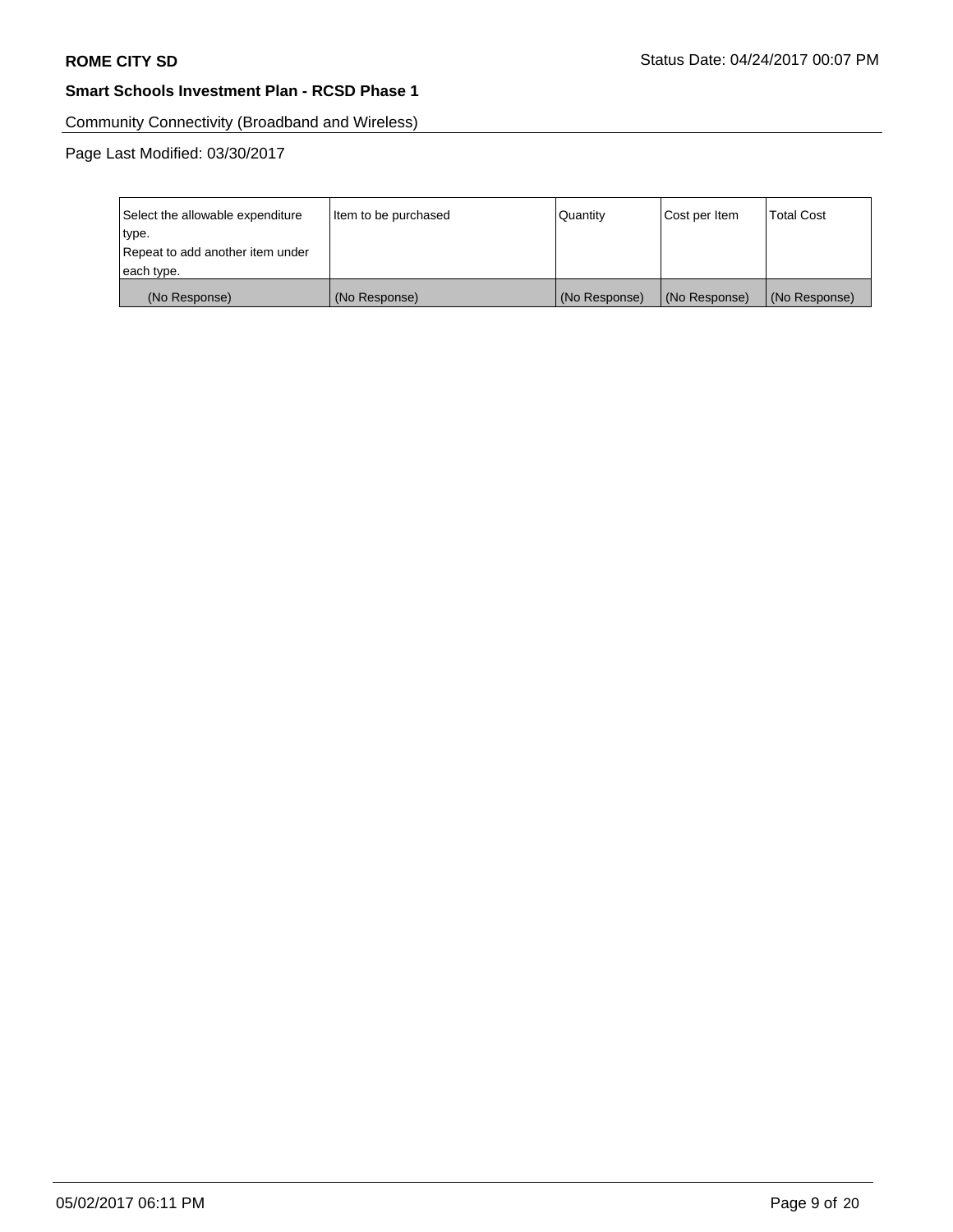**ROME CITY SD**

Status Date: 04/24/2017 00:07 PM

**Smart Schools Investment Plan - RCSD Phase 1**

Community Connectivity (Broadband and Wireless)

Page Last Modified: 03/30/2017

| Select the allowable expenditure type.<br>Repeat to add another item under each type. | Item to be purchased | Quantity | Cost per Item | Total Cost |
|---|---|---|---|---|
| (No Response) | (No Response) | (No Response) | (No Response) | (No Response) |

05/02/2017 06:11 PM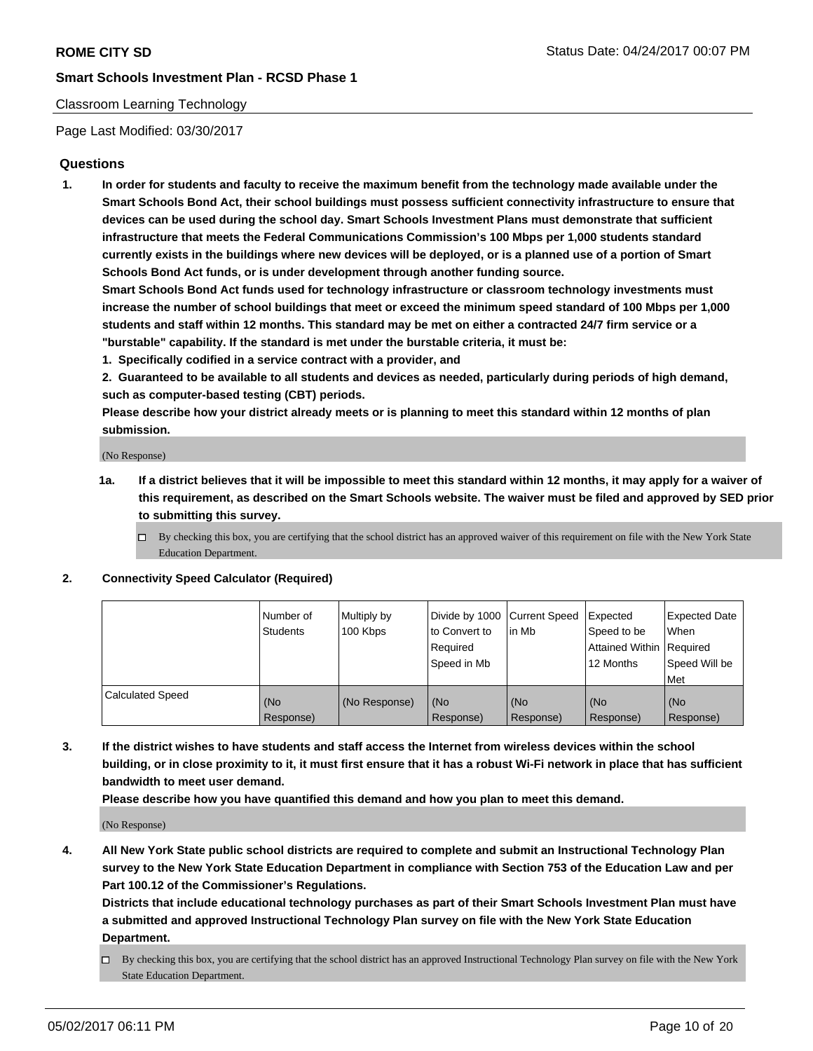# Classroom Learning Technology

Page Last Modified: 03/30/2017

## Questions

**1. In order for students and faculty to receive the maximum benefit from the technology made available under the Smart Schools Bond Act, their school buildings must possess sufficient connectivity infrastructure to ensure that devices can be used during the school day. Smart Schools Investment Plans must demonstrate that sufficient infrastructure that meets the Federal Communications Commission's 100 Mbps per 1,000 students standard currently exists in the buildings where new devices will be deployed, or is a planned use of a portion of Smart Schools Bond Act funds, or is under development through another funding source.**

**Smart Schools Bond Act funds used for technology infrastructure or classroom technology investments must increase the number of school buildings that meet or exceed the minimum speed standard of 100 Mbps per 1,000 students and staff within 12 months. This standard may be met on either a contracted 24/7 firm service or a "burstable" capability. If the standard is met under the burstable criteria, it must be:**

**1. Specifically codified in a service contract with a provider, and**

**2. Guaranteed to be available to all students and devices as needed, particularly during periods of high demand, such as computer-based testing (CBT) periods.**

**Please describe how your district already meets or is planning to meet this standard within 12 months of plan submission.**

(No Response)

**1a. If a district believes that it will be impossible to meet this standard within 12 months, it may apply for a waiver of this requirement, as described on the Smart Schools website. The waiver must be filed and approved by SED prior to submitting this survey.**

☐ By checking this box, you are certifying that the school district has an approved waiver of this requirement on file with the New York State Education Department.

**2. Connectivity Speed Calculator (Required)**

| | Number of Students | Multiply by 100 Kbps | Divide by 1000 to Convert to Required Speed in Mb | Current Speed in Mb | Expected Speed to be Attained Within 12 Months | Expected Date When Required Speed Will be Met |
|---|---|---|---|---|---|---|
| Calculated Speed | (No Response) | (No Response) | (No Response) | (No Response) | (No Response) | (No Response) |

**3. If the district wishes to have students and staff access the Internet from wireless devices within the school building, or in close proximity to it, it must first ensure that it has a robust Wi-Fi network in place that has sufficient bandwidth to meet user demand.**

**Please describe how you have quantified this demand and how you plan to meet this demand.**

(No Response)

**4. All New York State public school districts are required to complete and submit an Instructional Technology Plan survey to the New York State Education Department in compliance with Section 753 of the Education Law and per Part 100.12 of the Commissioner's Regulations.**

**Districts that include educational technology purchases as part of their Smart Schools Investment Plan must have a submitted and approved Instructional Technology Plan survey on file with the New York State Education Department.**

☐ By checking this box, you are certifying that the school district has an approved Instructional Technology Plan survey on file with the New York State Education Department.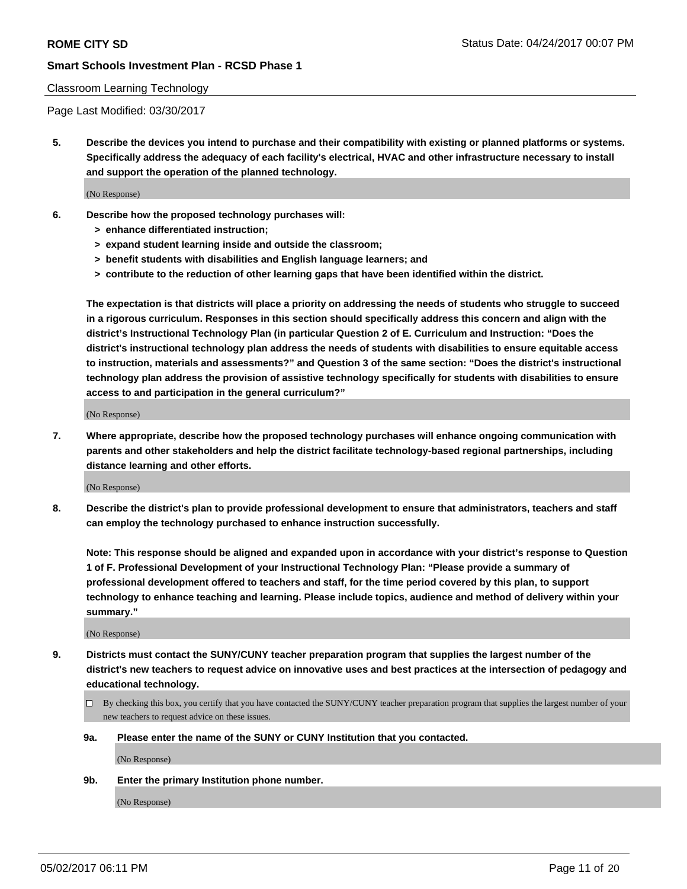Classroom Learning Technology

Page Last Modified: 03/30/2017

**5. Describe the devices you intend to purchase and their compatibility with existing or planned platforms or systems. Specifically address the adequacy of each facility's electrical, HVAC and other infrastructure necessary to install and support the operation of the planned technology.**

(No Response)

**6. Describe how the proposed technology purchases will:**

- **> enhance differentiated instruction;**
- **> expand student learning inside and outside the classroom;**
- **> benefit students with disabilities and English language learners; and**
- **> contribute to the reduction of other learning gaps that have been identified within the district.**

**The expectation is that districts will place a priority on addressing the needs of students who struggle to succeed in a rigorous curriculum. Responses in this section should specifically address this concern and align with the district's Instructional Technology Plan (in particular Question 2 of E. Curriculum and Instruction: "Does the district's instructional technology plan address the needs of students with disabilities to ensure equitable access to instruction, materials and assessments?" and Question 3 of the same section: "Does the district's instructional technology plan address the provision of assistive technology specifically for students with disabilities to ensure access to and participation in the general curriculum?"**

(No Response)

**7. Where appropriate, describe how the proposed technology purchases will enhance ongoing communication with parents and other stakeholders and help the district facilitate technology-based regional partnerships, including distance learning and other efforts.**

(No Response)

**8. Describe the district's plan to provide professional development to ensure that administrators, teachers and staff can employ the technology purchased to enhance instruction successfully.**

**Note: This response should be aligned and expanded upon in accordance with your district's response to Question 1 of F. Professional Development of your Instructional Technology Plan: "Please provide a summary of professional development offered to teachers and staff, for the time period covered by this plan, to support technology to enhance teaching and learning. Please include topics, audience and method of delivery within your summary."**

(No Response)

**9. Districts must contact the SUNY/CUNY teacher preparation program that supplies the largest number of the district's new teachers to request advice on innovative uses and best practices at the intersection of pedagogy and educational technology.**

☐ By checking this box, you certify that you have contacted the SUNY/CUNY teacher preparation program that supplies the largest number of your new teachers to request advice on these issues.

**9a. Please enter the name of the SUNY or CUNY Institution that you contacted.**

(No Response)

**9b. Enter the primary Institution phone number.**

(No Response)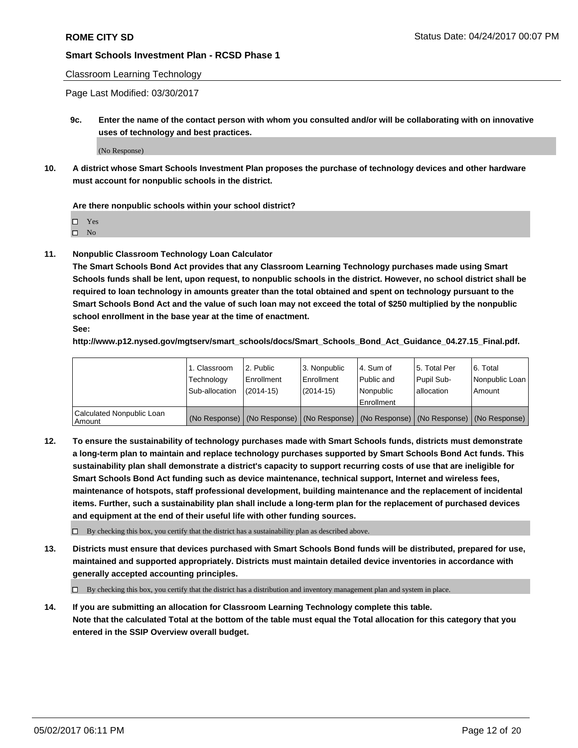Classroom Learning Technology

Page Last Modified: 03/30/2017

**9c. Enter the name of the contact person with whom you consulted and/or will be collaborating with on innovative uses of technology and best practices.**

(No Response)

**10. A district whose Smart Schools Investment Plan proposes the purchase of technology devices and other hardware must account for nonpublic schools in the district.**

**Are there nonpublic schools within your school district?**

- ☐ Yes
- ☐ No

**11. Nonpublic Classroom Technology Loan Calculator**

**The Smart Schools Bond Act provides that any Classroom Learning Technology purchases made using Smart Schools funds shall be lent, upon request, to nonpublic schools in the district. However, no school district shall be required to loan technology in amounts greater than the total obtained and spent on technology pursuant to the Smart Schools Bond Act and the value of such loan may not exceed the total of $250 multiplied by the nonpublic school enrollment in the base year at the time of enactment.**

**See:**

**http://www.p12.nysed.gov/mgtserv/smart_schools/docs/Smart_Schools_Bond_Act_Guidance_04.27.15_Final.pdf.**

| | 1. Classroom Technology Sub-allocation | 2. Public Enrollment (2014-15) | 3. Nonpublic Enrollment (2014-15) | 4. Sum of Public and Nonpublic Enrollment | 5. Total Per Pupil Sub-allocation | 6. Total Nonpublic Loan Amount |
|---|---|---|---|---|---|---|
| Calculated Nonpublic Loan Amount | (No Response) | (No Response) | (No Response) | (No Response) | (No Response) | (No Response) |

**12. To ensure the sustainability of technology purchases made with Smart Schools funds, districts must demonstrate a long-term plan to maintain and replace technology purchases supported by Smart Schools Bond Act funds. This sustainability plan shall demonstrate a district's capacity to support recurring costs of use that are ineligible for Smart Schools Bond Act funding such as device maintenance, technical support, Internet and wireless fees, maintenance of hotspots, staff professional development, building maintenance and the replacement of incidental items. Further, such a sustainability plan shall include a long-term plan for the replacement of purchased devices and equipment at the end of their useful life with other funding sources.**

☐ By checking this box, you certify that the district has a sustainability plan as described above.

**13. Districts must ensure that devices purchased with Smart Schools Bond funds will be distributed, prepared for use, maintained and supported appropriately. Districts must maintain detailed device inventories in accordance with generally accepted accounting principles.**

☐ By checking this box, you certify that the district has a distribution and inventory management plan and system in place.

**14. If you are submitting an allocation for Classroom Learning Technology complete this table. Note that the calculated Total at the bottom of the table must equal the Total allocation for this category that you entered in the SSIP Overview overall budget.**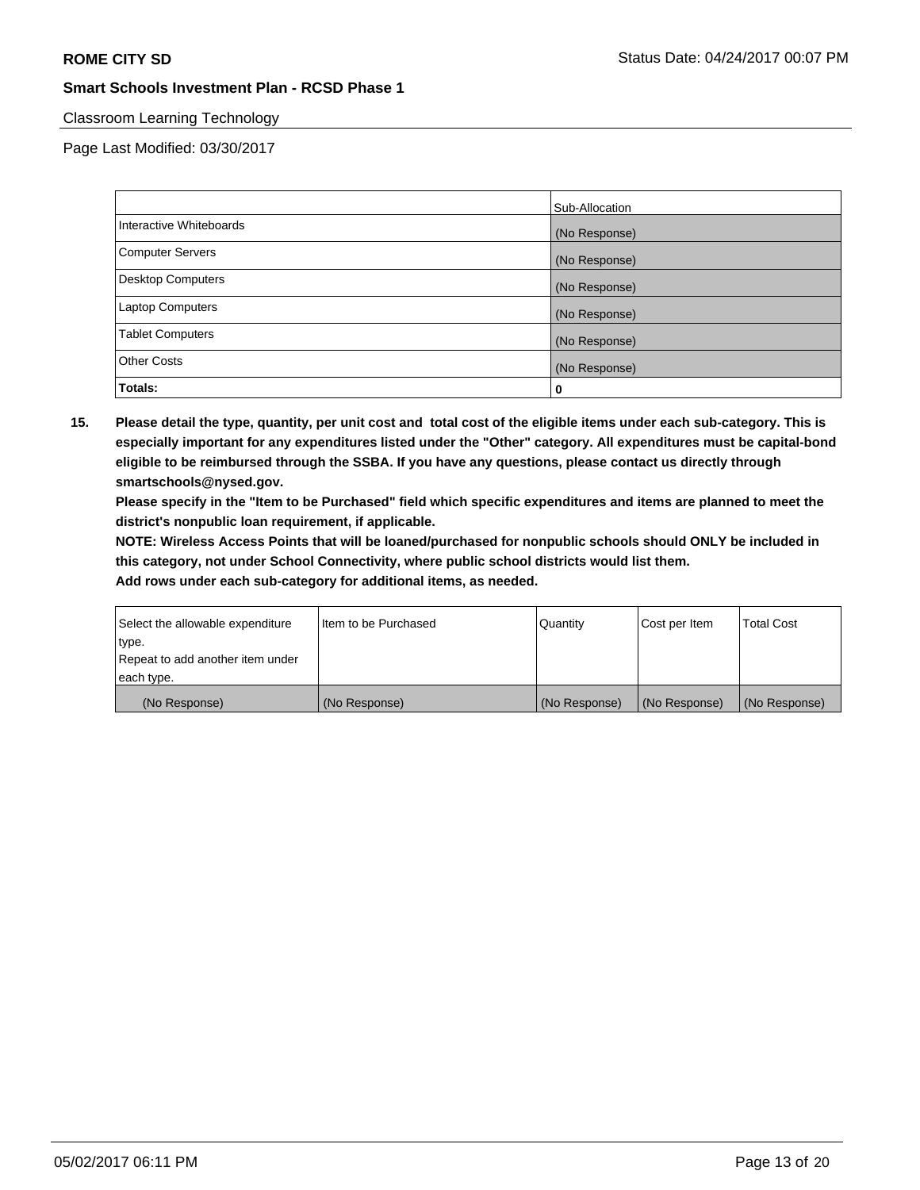Classroom Learning Technology

Page Last Modified: 03/30/2017

| | Sub-Allocation |
|---|---|
| Interactive Whiteboards | (No Response) |
| Computer Servers | (No Response) |
| Desktop Computers | (No Response) |
| Laptop Computers | (No Response) |
| Tablet Computers | (No Response) |
| Other Costs | (No Response) |
| **Totals:** | **0** |

**15. Please detail the type, quantity, per unit cost and total cost of the eligible items under each sub-category. This is especially important for any expenditures listed under the "Other" category. All expenditures must be capital-bond eligible to be reimbursed through the SSBA. If you have any questions, please contact us directly through smartschools@nysed.gov.**

**Please specify in the "Item to be Purchased" field which specific expenditures and items are planned to meet the district's nonpublic loan requirement, if applicable.**

**NOTE: Wireless Access Points that will be loaned/purchased for nonpublic schools should ONLY be included in this category, not under School Connectivity, where public school districts would list them.**

**Add rows under each sub-category for additional items, as needed.**

| Select the allowable expenditure type. Repeat to add another item under each type. | Item to be Purchased | Quantity | Cost per Item | Total Cost |
|---|---|---|---|---|
| (No Response) | (No Response) | (No Response) | (No Response) | (No Response) |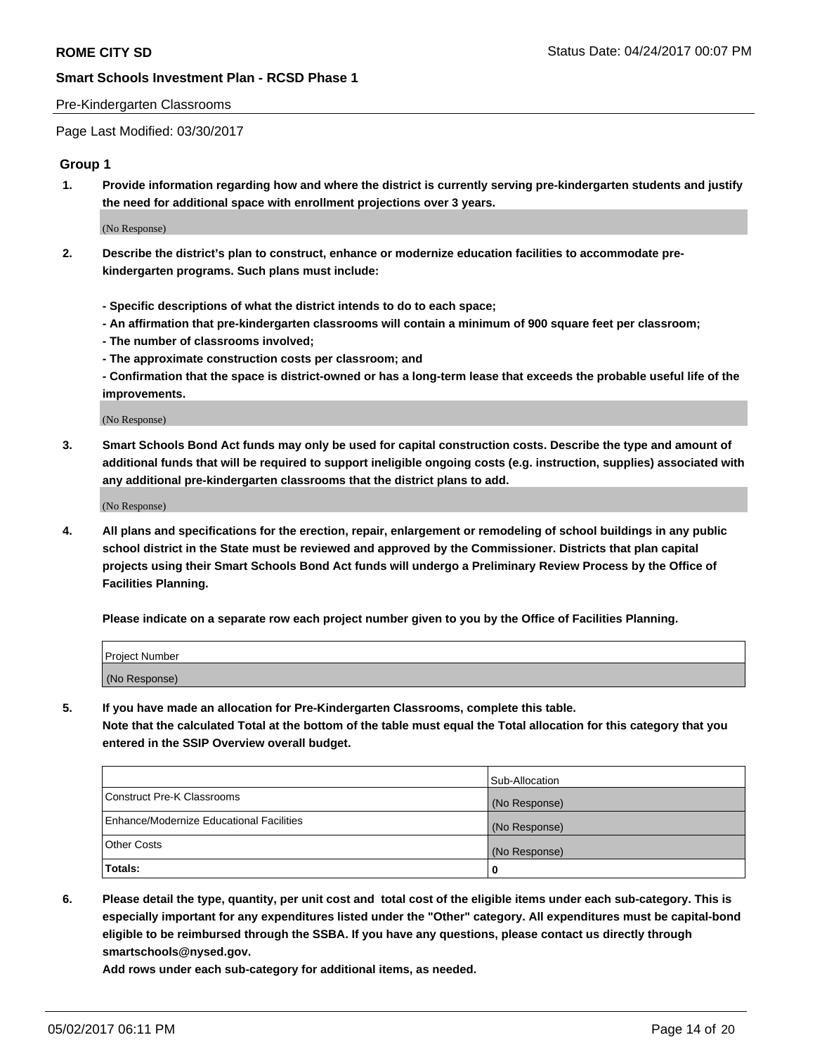Pre-Kindergarten Classrooms

Page Last Modified: 03/30/2017

## Group 1

1. **Provide information regarding how and where the district is currently serving pre-kindergarten students and justify the need for additional space with enrollment projections over 3 years.**

   (No Response)

2. **Describe the district's plan to construct, enhance or modernize education facilities to accommodate pre-kindergarten programs. Such plans must include:**

   **- Specific descriptions of what the district intends to do to each space;**
   **- An affirmation that pre-kindergarten classrooms will contain a minimum of 900 square feet per classroom;**
   **- The number of classrooms involved;**
   **- The approximate construction costs per classroom; and**
   **- Confirmation that the space is district-owned or has a long-term lease that exceeds the probable useful life of the improvements.**

   (No Response)

3. **Smart Schools Bond Act funds may only be used for capital construction costs. Describe the type and amount of additional funds that will be required to support ineligible ongoing costs (e.g. instruction, supplies) associated with any additional pre-kindergarten classrooms that the district plans to add.**

   (No Response)

4. **All plans and specifications for the erection, repair, enlargement or remodeling of school buildings in any public school district in the State must be reviewed and approved by the Commissioner. Districts that plan capital projects using their Smart Schools Bond Act funds will undergo a Preliminary Review Process by the Office of Facilities Planning.**

   **Please indicate on a separate row each project number given to you by the Office of Facilities Planning.**

| Project Number |
|---|
| (No Response) |

5. **If you have made an allocation for Pre-Kindergarten Classrooms, complete this table.**
   **Note that the calculated Total at the bottom of the table must equal the Total allocation for this category that you entered in the SSIP Overview overall budget.**

| | Sub-Allocation |
|---|---|
| Construct Pre-K Classrooms | (No Response) |
| Enhance/Modernize Educational Facilities | (No Response) |
| Other Costs | (No Response) |
| **Totals:** | **0** |

6. **Please detail the type, quantity, per unit cost and total cost of the eligible items under each sub-category. This is especially important for any expenditures listed under the "Other" category. All expenditures must be capital-bond eligible to be reimbursed through the SSBA. If you have any questions, please contact us directly through smartschools@nysed.gov.**

   **Add rows under each sub-category for additional items, as needed.**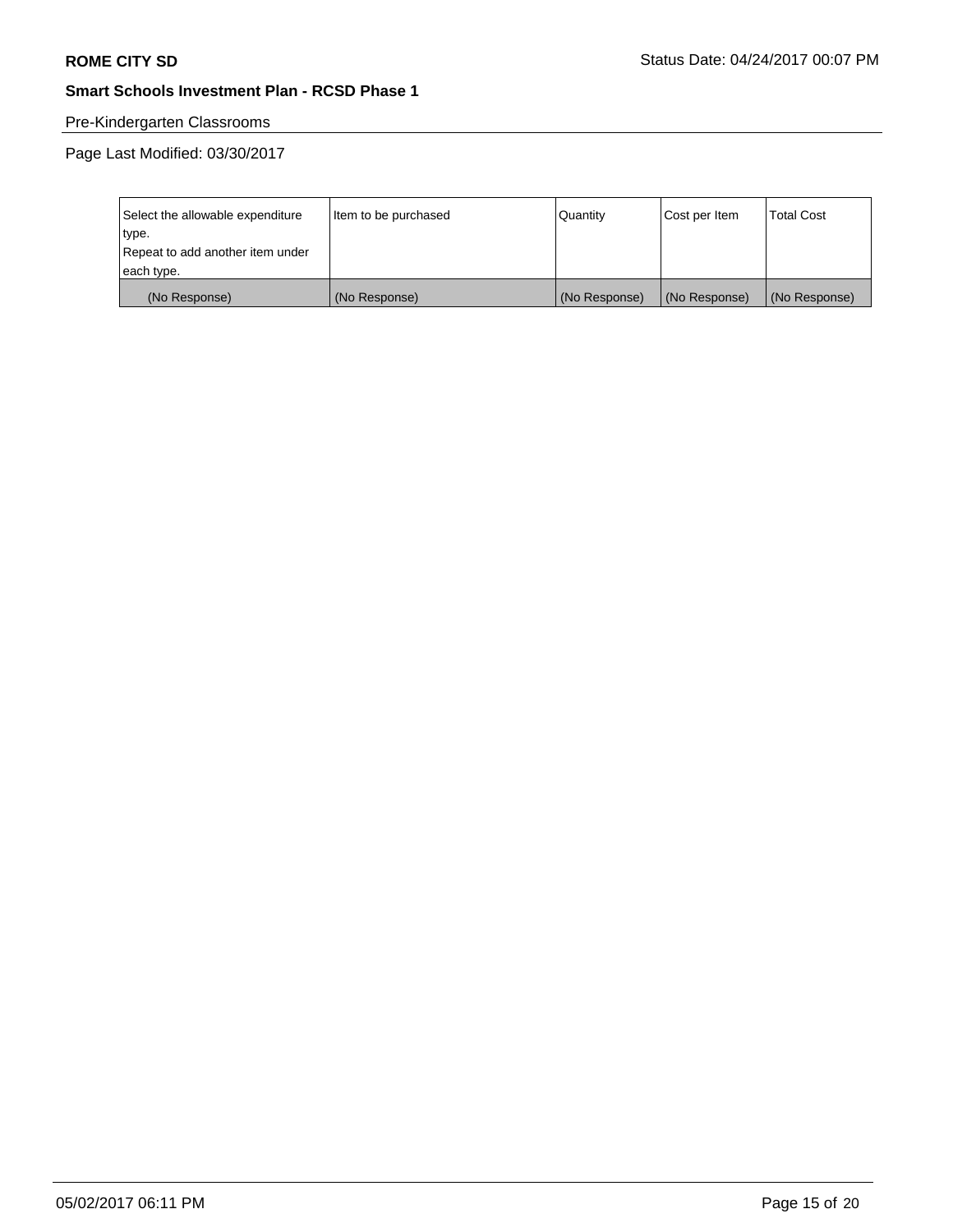Pre-Kindergarten Classrooms

Page Last Modified: 03/30/2017

| Select the allowable expenditure type. Repeat to add another item under each type. | Item to be purchased | Quantity | Cost per Item | Total Cost |
| --- | --- | --- | --- | --- |
| (No Response) | (No Response) | (No Response) | (No Response) | (No Response) |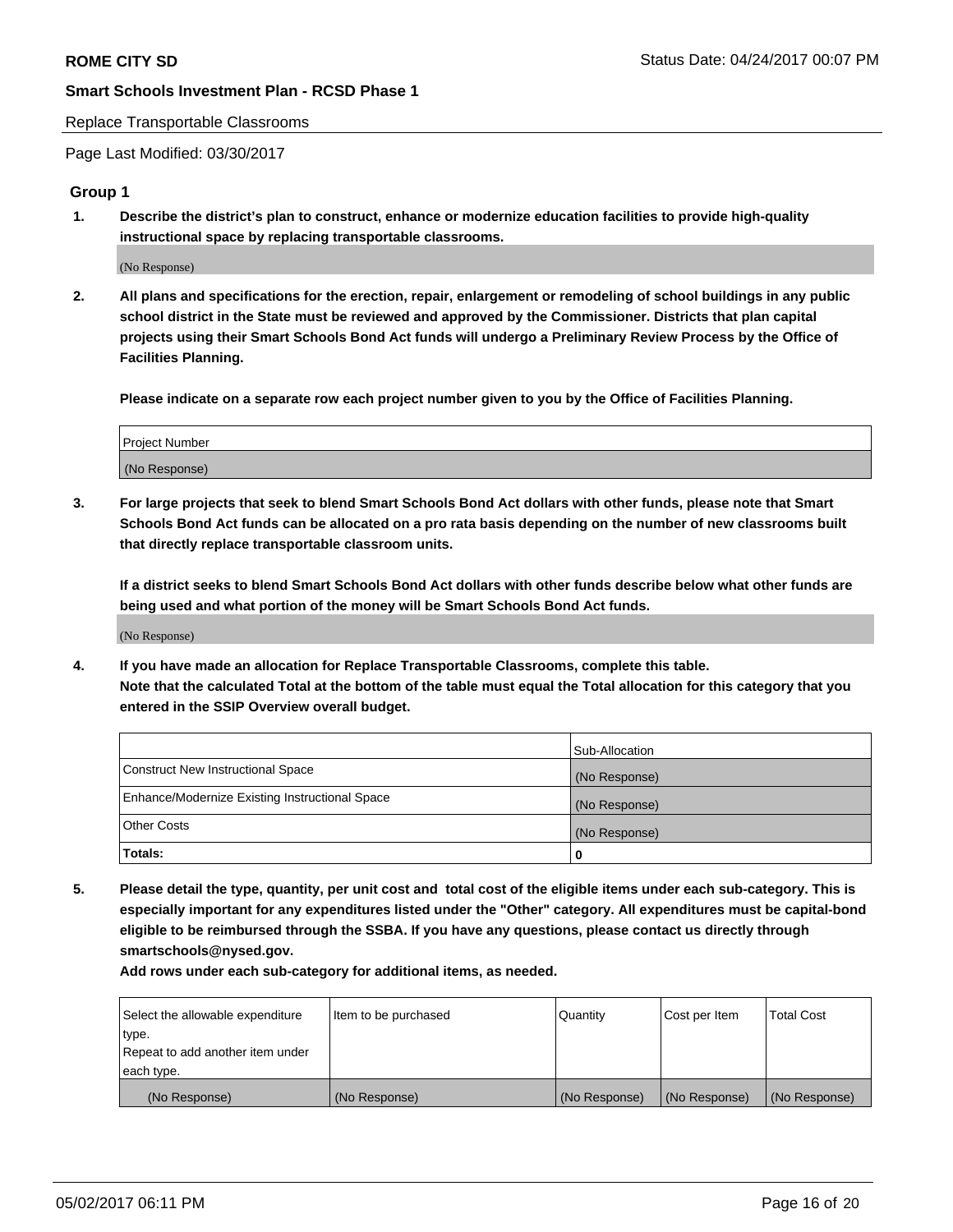Replace Transportable Classrooms

Page Last Modified: 03/30/2017

## Group 1

**1. Describe the district's plan to construct, enhance or modernize education facilities to provide high-quality instructional space by replacing transportable classrooms.**

(No Response)

**2. All plans and specifications for the erection, repair, enlargement or remodeling of school buildings in any public school district in the State must be reviewed and approved by the Commissioner. Districts that plan capital projects using their Smart Schools Bond Act funds will undergo a Preliminary Review Process by the Office of Facilities Planning.**

**Please indicate on a separate row each project number given to you by the Office of Facilities Planning.**

| Project Number |
| --- |
| (No Response) |

**3. For large projects that seek to blend Smart Schools Bond Act dollars with other funds, please note that Smart Schools Bond Act funds can be allocated on a pro rata basis depending on the number of new classrooms built that directly replace transportable classroom units.**

**If a district seeks to blend Smart Schools Bond Act dollars with other funds describe below what other funds are being used and what portion of the money will be Smart Schools Bond Act funds.**

(No Response)

**4. If you have made an allocation for Replace Transportable Classrooms, complete this table. Note that the calculated Total at the bottom of the table must equal the Total allocation for this category that you entered in the SSIP Overview overall budget.**

| | Sub-Allocation |
| --- | --- |
| Construct New Instructional Space | (No Response) |
| Enhance/Modernize Existing Instructional Space | (No Response) |
| Other Costs | (No Response) |
| **Totals:** | 0 |

**5. Please detail the type, quantity, per unit cost and total cost of the eligible items under each sub-category. This is especially important for any expenditures listed under the "Other" category. All expenditures must be capital-bond eligible to be reimbursed through the SSBA. If you have any questions, please contact us directly through smartschools@nysed.gov.**

**Add rows under each sub-category for additional items, as needed.**

| Select the allowable expenditure type. Repeat to add another item under each type. | Item to be purchased | Quantity | Cost per Item | Total Cost |
| --- | --- | --- | --- | --- |
| (No Response) | (No Response) | (No Response) | (No Response) | (No Response) |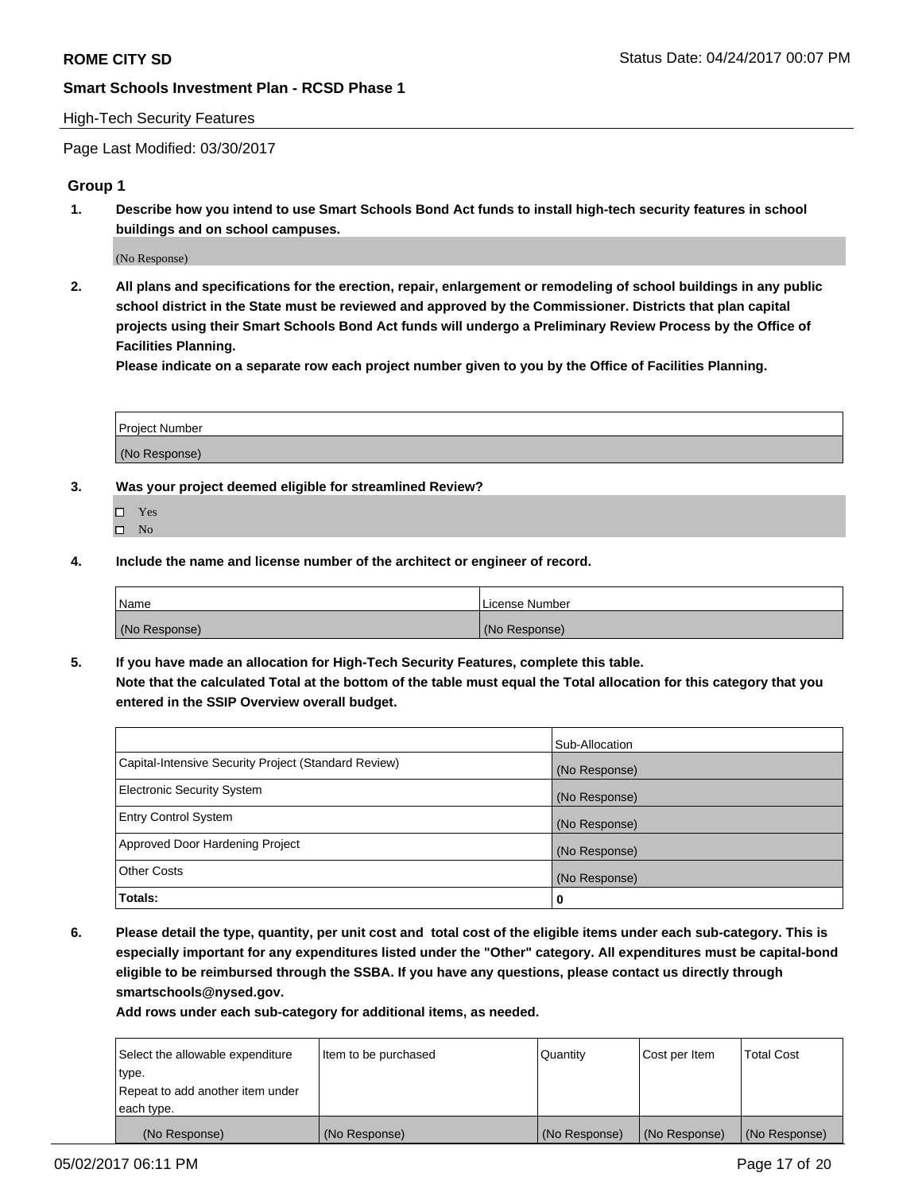High-Tech Security Features

Page Last Modified: 03/30/2017

## Group 1

1. **Describe how you intend to use Smart Schools Bond Act funds to install high-tech security features in school buildings and on school campuses.**

(No Response)

2. **All plans and specifications for the erection, repair, enlargement or remodeling of school buildings in any public school district in the State must be reviewed and approved by the Commissioner. Districts that plan capital projects using their Smart Schools Bond Act funds will undergo a Preliminary Review Process by the Office of Facilities Planning.**

**Please indicate on a separate row each project number given to you by the Office of Facilities Planning.**

| Project Number |
| --- |
| (No Response) |

3. **Was your project deemed eligible for streamlined Review?**

- ☐ Yes
- ☐ No

4. **Include the name and license number of the architect or engineer of record.**

| Name | License Number |
| --- | --- |
| (No Response) | (No Response) |

5. **If you have made an allocation for High-Tech Security Features, complete this table.**
**Note that the calculated Total at the bottom of the table must equal the Total allocation for this category that you entered in the SSIP Overview overall budget.**

| | Sub-Allocation |
| --- | --- |
| Capital-Intensive Security Project (Standard Review) | (No Response) |
| Electronic Security System | (No Response) |
| Entry Control System | (No Response) |
| Approved Door Hardening Project | (No Response) |
| Other Costs | (No Response) |
| **Totals:** | **0** |

6. **Please detail the type, quantity, per unit cost and total cost of the eligible items under each sub-category. This is especially important for any expenditures listed under the "Other" category. All expenditures must be capital-bond eligible to be reimbursed through the SSBA. If you have any questions, please contact us directly through smartschools@nysed.gov.**

**Add rows under each sub-category for additional items, as needed.**

| Select the allowable expenditure type. Repeat to add another item under each type. | Item to be purchased | Quantity | Cost per Item | Total Cost |
| --- | --- | --- | --- | --- |
| (No Response) | (No Response) | (No Response) | (No Response) | (No Response) |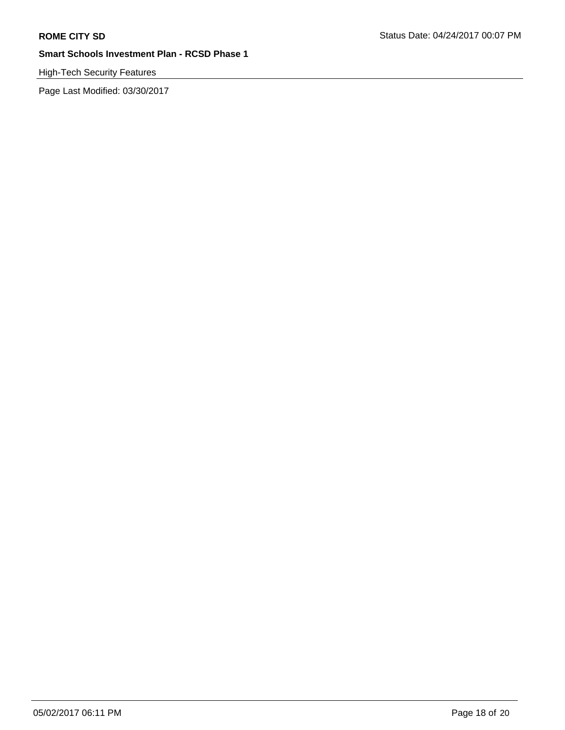High-Tech Security Features

Page Last Modified: 03/30/2017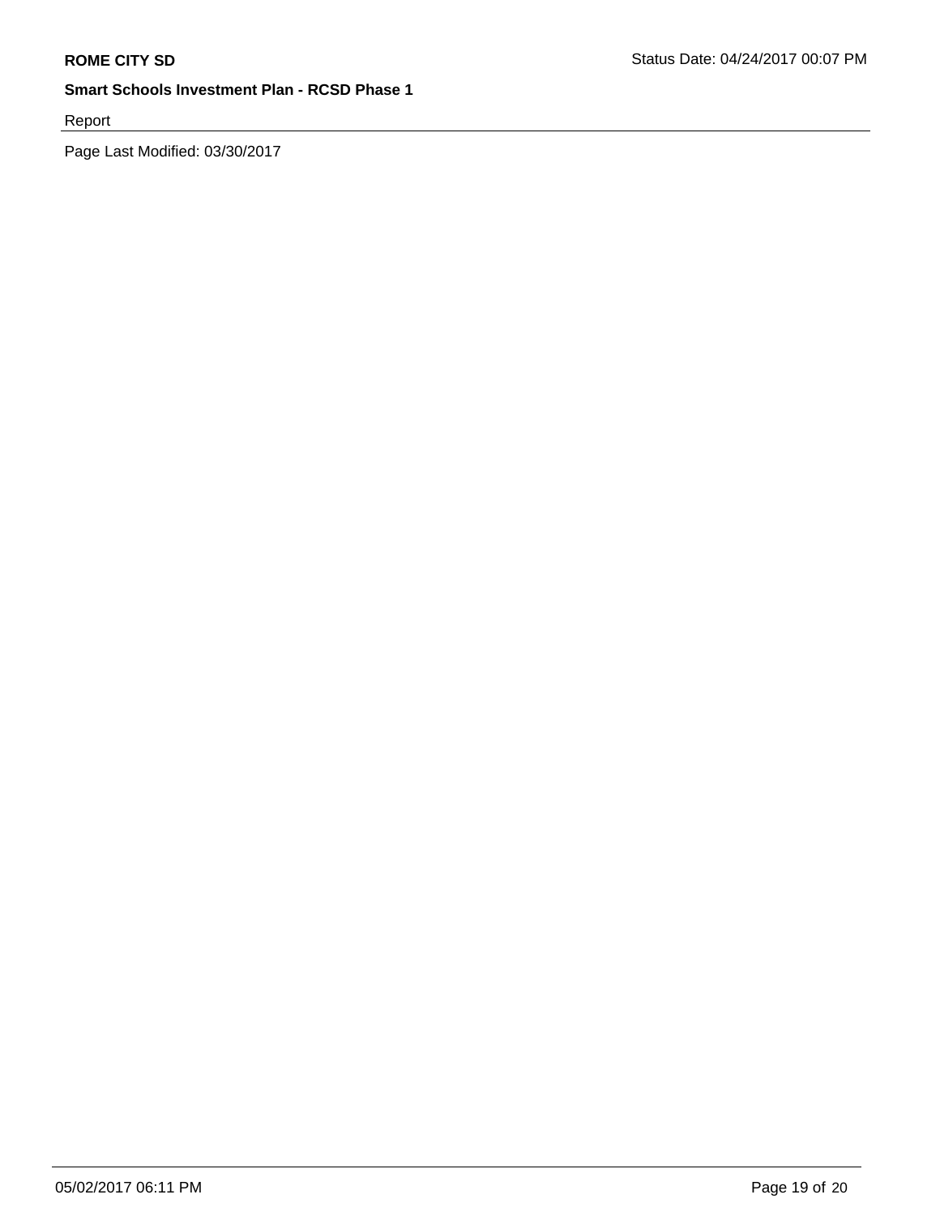Report

Page Last Modified: 03/30/2017